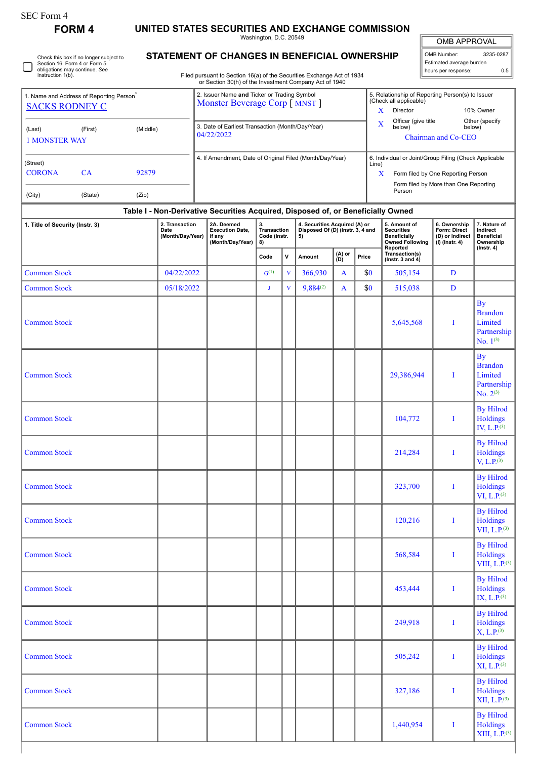SEC Form 4

# FORM 4

## UNITED STATES SECURITIES AND EXCHANGE COMMISSION

Washington, D.C. 20549

## STATEMENT OF CHANGES IN BENEFICIAL OWNERSHIP

Filed pursuant to Section 16(a) of the Securities Exchange Act of 1934 or Section 30(h) of the Investment Company Act of 1940

| OMB APPROVAL | |
|---|---|
| OMB Number: | 3235-0287 |
| Estimated average burden | |
| hours per response: | 0.5 |

☐ Check this box if no longer subject to Section 16. Form 4 or Form 5 obligations may continue. *See* Instruction 1(b).

1. Name and Address of Reporting Person*
SACKS RODNEY C

(Last) (First) (Middle)
1 MONSTER WAY

(Street)
CORONA CA 92879

(City) (State) (Zip)

2. Issuer Name **and** Ticker or Trading Symbol
Monster Beverage Corp [ MNST ]

3. Date of Earliest Transaction (Month/Day/Year)
04/22/2022

4. If Amendment, Date of Original Filed (Month/Day/Year)

5. Relationship of Reporting Person(s) to Issuer (Check all applicable)
X Director
10% Owner
X Officer (give title below)
Other (specify below)
Chairman and Co-CEO

6. Individual or Joint/Group Filing (Check Applicable Line)
X Form filed by One Reporting Person
Form filed by More than One Reporting Person

### Table I - Non-Derivative Securities Acquired, Disposed of, or Beneficially Owned

| 1. Title of Security (Instr. 3) | 2. Transaction Date (Month/Day/Year) | 2A. Deemed Execution Date, if any (Month/Day/Year) | 3. Transaction Code (Instr. 8) | | 4. Securities Acquired (A) or Disposed Of (D) (Instr. 3, 4 and 5) | | | 5. Amount of Securities Beneficially Owned Following Reported Transaction(s) (Instr. 3 and 4) | 6. Ownership Form: Direct (D) or Indirect (I) (Instr. 4) | 7. Nature of Indirect Beneficial Ownership (Instr. 4) |
|---|---|---|---|---|---|---|---|---|---|---|
| | | | Code | V | Amount | (A) or (D) | Price | | | |
| Common Stock | 04/22/2022 | | G[(1)] | V | 366,930 | A | $0 | 505,154 | D | |
| Common Stock | 05/18/2022 | | J | V | 9,884[(2)] | A | $0 | 515,038 | D | |
| Common Stock | | | | | | | | 5,645,568 | I | By Brandon Limited Partnership No. 1[(3)] |
| Common Stock | | | | | | | | 29,386,944 | I | By Brandon Limited Partnership No. 2[(3)] |
| Common Stock | | | | | | | | 104,772 | I | By Hilrod Holdings IV, L.P.[(3)] |
| Common Stock | | | | | | | | 214,284 | I | By Hilrod Holdings V, L.P.[(3)] |
| Common Stock | | | | | | | | 323,700 | I | By Hilrod Holdings VI, L.P.[(3)] |
| Common Stock | | | | | | | | 120,216 | I | By Hilrod Holdings VII, L.P.[(3)] |
| Common Stock | | | | | | | | 568,584 | I | By Hilrod Holdings VIII, L.P.[(3)] |
| Common Stock | | | | | | | | 453,444 | I | By Hilrod Holdings IX, L.P.[(3)] |
| Common Stock | | | | | | | | 249,918 | I | By Hilrod Holdings X, L.P.[(3)] |
| Common Stock | | | | | | | | 505,242 | I | By Hilrod Holdings XI, L.P.[(3)] |
| Common Stock | | | | | | | | 327,186 | I | By Hilrod Holdings XII, L.P.[(3)] |
| Common Stock | | | | | | | | 1,440,954 | I | By Hilrod Holdings XIII, L.P.[(3)] |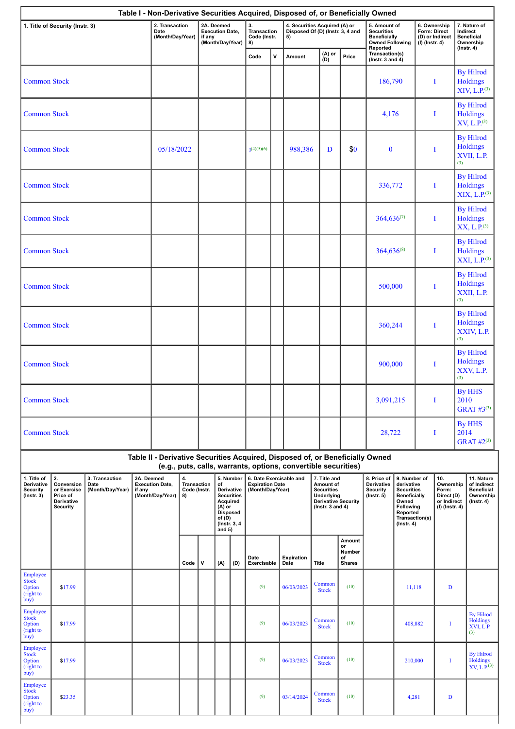**Table I - Non-Derivative Securities Acquired, Disposed of, or Beneficially Owned**

| 1. Title of Security (Instr. 3) | 2. Transaction Date (Month/Day/Year) | 2A. Deemed Execution Date, if any (Month/Day/Year) | 3. Transaction Code (Instr. 8) | | 4. Securities Acquired (A) or Disposed Of (D) (Instr. 3, 4 and 5) | | | 5. Amount of Securities Beneficially Owned Following Reported Transaction(s) (Instr. 3 and 4) | 6. Ownership Form: Direct (D) or Indirect (I) (Instr. 4) | 7. Nature of Indirect Beneficial Ownership (Instr. 4) |
|---|---|---|---|---|---|---|---|---|---|---|
| | | | Code | V | Amount | (A) or (D) | Price | | | |
| Common Stock | | | | | | | | 186,790 | I | By Hilrod Holdings XIV, L.P.[3] |
| Common Stock | | | | | | | | 4,176 | I | By Hilrod Holdings XV, L.P.[3] |
| Common Stock | 05/18/2022 | | J[4][5][6] | | 988,386 | D | $0 | 0 | I | By Hilrod Holdings XVII, L.P.[3] |
| Common Stock | | | | | | | | 336,772 | I | By Hilrod Holdings XIX, L.P.[3] |
| Common Stock | | | | | | | | 364,636[7] | I | By Hilrod Holdings XX, L.P.[3] |
| Common Stock | | | | | | | | 364,636[8] | I | By Hilrod Holdings XXI, L.P.[3] |
| Common Stock | | | | | | | | 500,000 | I | By Hilrod Holdings XXII, L.P.[3] |
| Common Stock | | | | | | | | 360,244 | I | By Hilrod Holdings XXIV, L.P.[3] |
| Common Stock | | | | | | | | 900,000 | I | By Hilrod Holdings XXV, L.P.[3] |
| Common Stock | | | | | | | | 3,091,215 | I | By HHS 2010 GRAT #3[3] |
| Common Stock | | | | | | | | 28,722 | I | By HHS 2014 GRAT #2[3] |

**Table II - Derivative Securities Acquired, Disposed of, or Beneficially Owned (e.g., puts, calls, warrants, options, convertible securities)**

| 1. Title of Derivative Security (Instr. 3) | 2. Conversion or Exercise Price of Derivative Security | 3. Transaction Date (Month/Day/Year) | 3A. Deemed Execution Date, if any (Month/Day/Year) | 4. Transaction Code (Instr. 8) | | 5. Number of Derivative Securities Acquired (A) or Disposed of (D) (Instr. 3, 4 and 5) | | 6. Date Exercisable and Expiration Date (Month/Day/Year) | | 7. Title and Amount of Securities Underlying Derivative Security (Instr. 3 and 4) | | 8. Price of Derivative Security (Instr. 5) | 9. Number of derivative Securities Beneficially Owned Following Reported Transaction(s) (Instr. 4) | 10. Ownership Form: Direct (D) or Indirect (I) (Instr. 4) | 11. Nature of Indirect Beneficial Ownership (Instr. 4) |
|---|---|---|---|---|---|---|---|---|---|---|---|---|---|---|---|
| | | | | Code | V | (A) | (D) | Date Exercisable | Expiration Date | Title | Amount or Number of Shares | | | | |
| Employee Stock Option (right to buy) | $17.99 | | | | | | | [9] | 06/03/2023 | Common Stock | [10] | | 11,118 | D | |
| Employee Stock Option (right to buy) | $17.99 | | | | | | | [9] | 06/03/2023 | Common Stock | [10] | | 408,882 | I | By Hilrod Holdings XVI, L.P.[3] |
| Employee Stock Option (right to buy) | $17.99 | | | | | | | [9] | 06/03/2023 | Common Stock | [10] | | 210,000 | I | By Hilrod Holdings XV, L.P.[3] |
| Employee Stock Option (right to buy) | $23.35 | | | | | | | [9] | 03/14/2024 | Common Stock | [10] | | 4,281 | D | |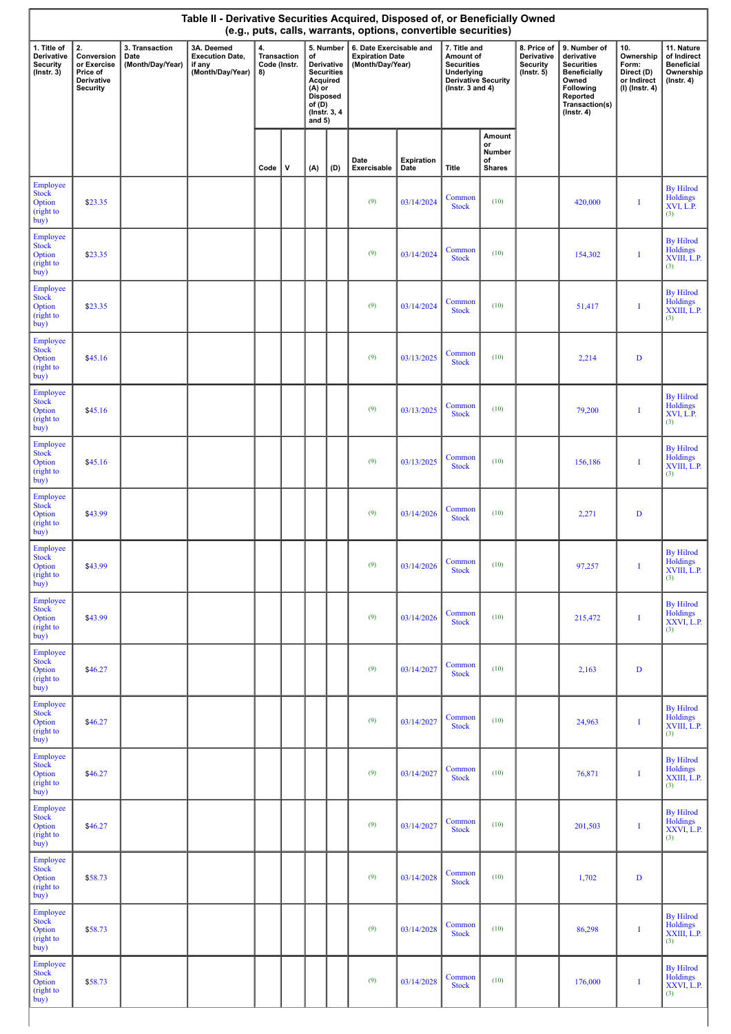**Table II - Derivative Securities Acquired, Disposed of, or Beneficially Owned (e.g., puts, calls, warrants, options, convertible securities)**

| 1. Title of Derivative Security (Instr. 3) | 2. Conversion or Exercise Price of Derivative Security | 3. Transaction Date (Month/Day/Year) | 3A. Deemed Execution Date, if any (Month/Day/Year) | 4. Transaction Code (Instr. 8) | | 5. Number of Derivative Securities Acquired (A) or Disposed of (D) (Instr. 3, 4 and 5) | | 6. Date Exercisable and Expiration Date (Month/Day/Year) | | 7. Title and Amount of Securities Underlying Derivative Security (Instr. 3 and 4) | | 8. Price of Derivative Security (Instr. 5) | 9. Number of derivative Securities Beneficially Owned Following Reported Transaction(s) (Instr. 4) | 10. Ownership Form: Direct (D) or Indirect (I) (Instr. 4) | 11. Nature of Indirect Beneficial Ownership (Instr. 4) |
|---|---|---|---|---|---|---|---|---|---|---|---|---|---|---|---|
| | | | | Code | V | (A) | (D) | Date Exercisable | Expiration Date | Title | Amount or Number of Shares | | | | |
| Employee Stock Option (right to buy) | $23.35 | | | | | | | (9) | 03/14/2024 | Common Stock | (10) | | 420,000 | I | By Hilrod Holdings XVI, L.P. (3) |
| Employee Stock Option (right to buy) | $23.35 | | | | | | | (9) | 03/14/2024 | Common Stock | (10) | | 154,302 | I | By Hilrod Holdings XVIII, L.P. (3) |
| Employee Stock Option (right to buy) | $23.35 | | | | | | | (9) | 03/14/2024 | Common Stock | (10) | | 51,417 | I | By Hilrod Holdings XXIII, L.P. (3) |
| Employee Stock Option (right to buy) | $45.16 | | | | | | | (9) | 03/13/2025 | Common Stock | (10) | | 2,214 | D | |
| Employee Stock Option (right to buy) | $45.16 | | | | | | | (9) | 03/13/2025 | Common Stock | (10) | | 79,200 | I | By Hilrod Holdings XVI, L.P. (3) |
| Employee Stock Option (right to buy) | $45.16 | | | | | | | (9) | 03/13/2025 | Common Stock | (10) | | 156,186 | I | By Hilrod Holdings XVIII, L.P. (3) |
| Employee Stock Option (right to buy) | $43.99 | | | | | | | (9) | 03/14/2026 | Common Stock | (10) | | 2,271 | D | |
| Employee Stock Option (right to buy) | $43.99 | | | | | | | (9) | 03/14/2026 | Common Stock | (10) | | 97,257 | I | By Hilrod Holdings XVIII, L.P. (3) |
| Employee Stock Option (right to buy) | $43.99 | | | | | | | (9) | 03/14/2026 | Common Stock | (10) | | 215,472 | I | By Hilrod Holdings XXVI, L.P. (3) |
| Employee Stock Option (right to buy) | $46.27 | | | | | | | (9) | 03/14/2027 | Common Stock | (10) | | 2,163 | D | |
| Employee Stock Option (right to buy) | $46.27 | | | | | | | (9) | 03/14/2027 | Common Stock | (10) | | 24,963 | I | By Hilrod Holdings XVIII, L.P. (3) |
| Employee Stock Option (right to buy) | $46.27 | | | | | | | (9) | 03/14/2027 | Common Stock | (10) | | 76,871 | I | By Hilrod Holdings XXIII, L.P. (3) |
| Employee Stock Option (right to buy) | $46.27 | | | | | | | (9) | 03/14/2027 | Common Stock | (10) | | 201,503 | I | By Hilrod Holdings XXVI, L.P. (3) |
| Employee Stock Option (right to buy) | $58.73 | | | | | | | (9) | 03/14/2028 | Common Stock | (10) | | 1,702 | D | |
| Employee Stock Option (right to buy) | $58.73 | | | | | | | (9) | 03/14/2028 | Common Stock | (10) | | 86,298 | I | By Hilrod Holdings XXIII, L.P. (3) |
| Employee Stock Option (right to buy) | $58.73 | | | | | | | (9) | 03/14/2028 | Common Stock | (10) | | 176,000 | I | By Hilrod Holdings XXVI, L.P. (3) |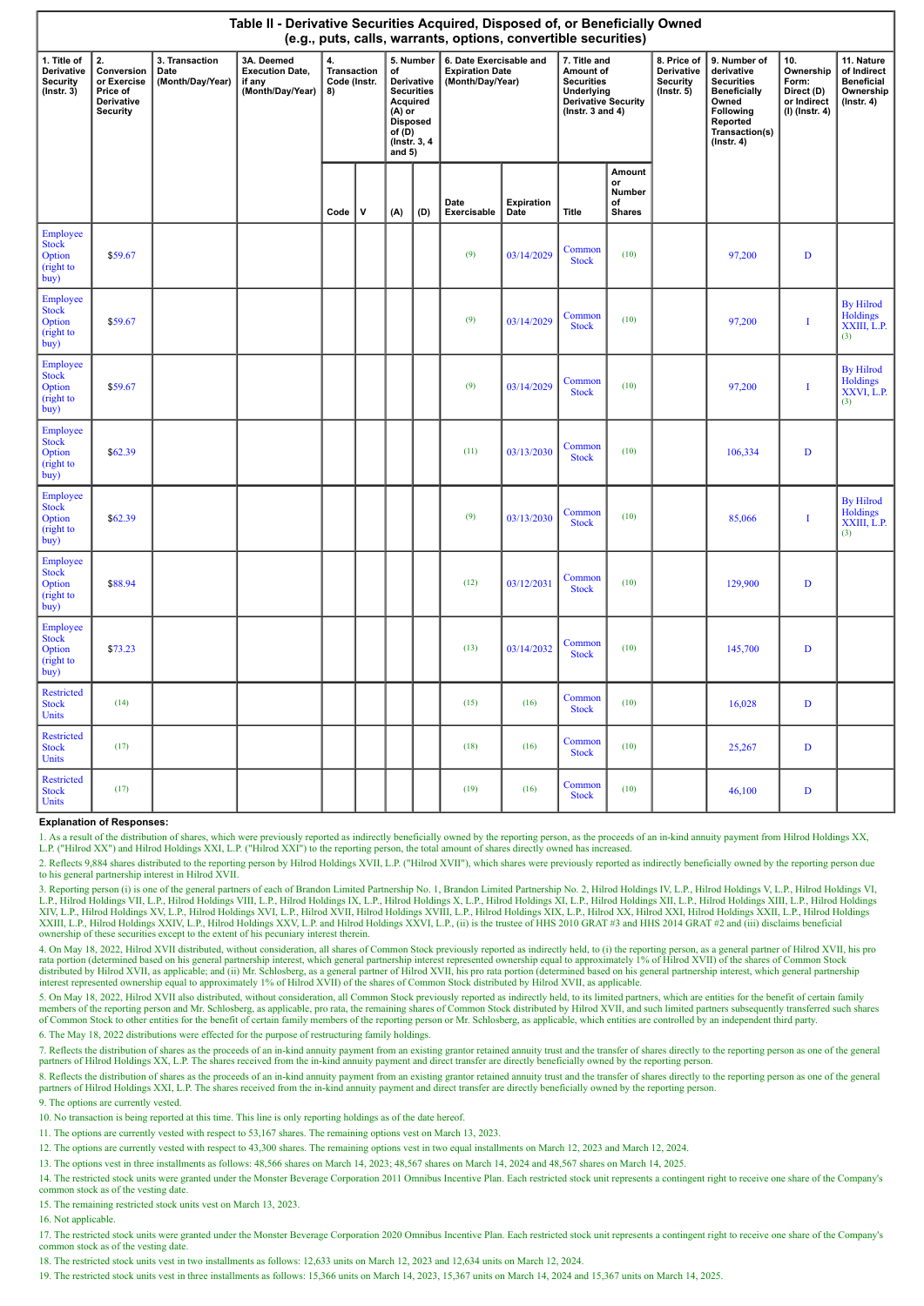## Table II - Derivative Securities Acquired, Disposed of, or Beneficially Owned (e.g., puts, calls, warrants, options, convertible securities)

| 1. Title of Derivative Security (Instr. 3) | 2. Conversion or Exercise Price of Derivative Security | 3. Transaction Date (Month/Day/Year) | 3A. Deemed Execution Date, if any (Month/Day/Year) | 4. Transaction Code (Instr. 8) | | 5. Number of Derivative Securities Acquired (A) or Disposed of (D) (Instr. 3, 4 and 5) | | 6. Date Exercisable and Expiration Date (Month/Day/Year) | | 7. Title and Amount of Securities Underlying Derivative Security (Instr. 3 and 4) | | 8. Price of Derivative Security (Instr. 5) | 9. Number of derivative Securities Beneficially Owned Following Reported Transaction(s) (Instr. 4) | 10. Ownership Form: Direct (D) or Indirect (I) (Instr. 4) | 11. Nature of Indirect Beneficial Ownership (Instr. 4) |
|---|---|---|---|---|---|---|---|---|---|---|---|---|---|---|---|
| | | | | Code | V | (A) | (D) | Date Exercisable | Expiration Date | Title | Amount or Number of Shares | | | | |
| Employee Stock Option (right to buy) | $59.67 | | | | | | | (9) | 03/14/2029 | Common Stock | (10) | | 97,200 | D | |
| Employee Stock Option (right to buy) | $59.67 | | | | | | | (9) | 03/14/2029 | Common Stock | (10) | | 97,200 | I | By Hilrod Holdings XXIII, L.P. (3) |
| Employee Stock Option (right to buy) | $59.67 | | | | | | | (9) | 03/14/2029 | Common Stock | (10) | | 97,200 | I | By Hilrod Holdings XXVI, L.P. (3) |
| Employee Stock Option (right to buy) | $62.39 | | | | | | | (11) | 03/13/2030 | Common Stock | (10) | | 106,334 | D | |
| Employee Stock Option (right to buy) | $62.39 | | | | | | | (9) | 03/13/2030 | Common Stock | (10) | | 85,066 | I | By Hilrod Holdings XXIII, L.P. (3) |
| Employee Stock Option (right to buy) | $88.94 | | | | | | | (12) | 03/12/2031 | Common Stock | (10) | | 129,900 | D | |
| Employee Stock Option (right to buy) | $73.23 | | | | | | | (13) | 03/14/2032 | Common Stock | (10) | | 145,700 | D | |
| Restricted Stock Units | (14) | | | | | | | (15) | (16) | Common Stock | (10) | | 16,028 | D | |
| Restricted Stock Units | (17) | | | | | | | (18) | (16) | Common Stock | (10) | | 25,267 | D | |
| Restricted Stock Units | (17) | | | | | | | (19) | (16) | Common Stock | (10) | | 46,100 | D | |

**Explanation of Responses:**

1. As a result of the distribution of shares, which were previously reported as indirectly beneficially owned by the reporting person, as the proceeds of an in-kind annuity payment from Hilrod Holdings XX, L.P. ("Hilrod XX") and Hilrod Holdings XXI, L.P. ("Hilrod XXI") to the reporting person, the total amount of shares directly owned has increased.

2. Reflects 9,884 shares distributed to the reporting person by Hilrod Holdings XVII, L.P. ("Hilrod XVII"), which shares were previously reported as indirectly beneficially owned by the reporting person due to his general partnership interest in Hilrod XVII.

3. Reporting person (i) is one of the general partners of each of Brandon Limited Partnership No. 1, Brandon Limited Partnership No. 2, Hilrod Holdings IV, L.P., Hilrod Holdings V, L.P., Hilrod Holdings VI, L.P., Hilrod Holdings VII, L.P., Hilrod Holdings VIII, L.P., Hilrod Holdings IX, L.P., Hilrod Holdings X, L.P., Hilrod Holdings XI, L.P., Hilrod Holdings XII, L.P., Hilrod Holdings XIII, L.P., Hilrod Holdings XIV, L.P., Hilrod Holdings XV, L.P., Hilrod Holdings XVI, L.P., Hilrod XVII, Hilrod Holdings XVIII, L.P., Hilrod Holdings XIX, L.P., Hilrod XX, Hilrod XXI, Hilrod Holdings XXII, L.P., Hilrod Holdings XXIII, L.P., Hilrod Holdings XXIV, L.P., Hilrod Holdings XXV, L.P. and Hilrod Holdings XXVI, L.P., (ii) is the trustee of HHS 2010 GRAT #3 and HHS 2014 GRAT #2 and (iii) disclaims beneficial ownership of these securities except to the extent of his pecuniary interest therein.

4. On May 18, 2022, Hilrod XVII distributed, without consideration, all shares of Common Stock previously reported as indirectly held, to (i) the reporting person, as a general partner of Hilrod XVII, his pro rata portion (determined based on his general partnership interest, which general partnership interest represented ownership equal to approximately 1% of Hilrod XVII) of the shares of Common Stock distributed by Hilrod XVII, as applicable; and (ii) Mr. Schlosberg, as a general partner of Hilrod XVII, his pro rata portion (determined based on his general partnership interest, which general partnership interest represented ownership equal to approximately 1% of Hilrod XVII) of the shares of Common Stock distributed by Hilrod XVII, as applicable.

5. On May 18, 2022, Hilrod XVII also distributed, without consideration, all Common Stock previously reported as indirectly held, to its limited partners, which are entities for the benefit of certain family members of the reporting person and Mr. Schlosberg, as applicable, pro rata, the remaining shares of Common Stock distributed by Hilrod XVII, and such limited partners subsequently transferred such shares of Common Stock to other entities for the benefit of certain family members of the reporting person or Mr. Schlosberg, as applicable, which entities are controlled by an independent third party.

6. The May 18, 2022 distributions were effected for the purpose of restructuring family holdings.

7. Reflects the distribution of shares as the proceeds of an in-kind annuity payment from an existing grantor retained annuity trust and the transfer of shares directly to the reporting person as one of the general partners of Hilrod Holdings XX, L.P. The shares received from the in-kind annuity payment and direct transfer are directly beneficially owned by the reporting person.

8. Reflects the distribution of shares as the proceeds of an in-kind annuity payment from an existing grantor retained annuity trust and the transfer of shares directly to the reporting person as one of the general partners of Hilrod Holdings XXI, L.P. The shares received from the in-kind annuity payment and direct transfer are directly beneficially owned by the reporting person.

9. The options are currently vested.

10. No transaction is being reported at this time. This line is only reporting holdings as of the date hereof.

11. The options are currently vested with respect to 53,167 shares. The remaining options vest on March 13, 2023.

12. The options are currently vested with respect to 43,300 shares. The remaining options vest in two equal installments on March 12, 2023 and March 12, 2024.

13. The options vest in three installments as follows: 48,566 shares on March 14, 2023; 48,567 shares on March 14, 2024 and 48,567 shares on March 14, 2025.

14. The restricted stock units were granted under the Monster Beverage Corporation 2011 Omnibus Incentive Plan. Each restricted stock unit represents a contingent right to receive one share of the Company's common stock as of the vesting date.

15. The remaining restricted stock units vest on March 13, 2023.

16. Not applicable.

17. The restricted stock units were granted under the Monster Beverage Corporation 2020 Omnibus Incentive Plan. Each restricted stock unit represents a contingent right to receive one share of the Company's common stock as of the vesting date.

18. The restricted stock units vest in two installments as follows: 12,633 units on March 12, 2023 and 12,634 units on March 12, 2024.

19. The restricted stock units vest in three installments as follows: 15,366 units on March 14, 2023, 15,367 units on March 14, 2024 and 15,367 units on March 14, 2025.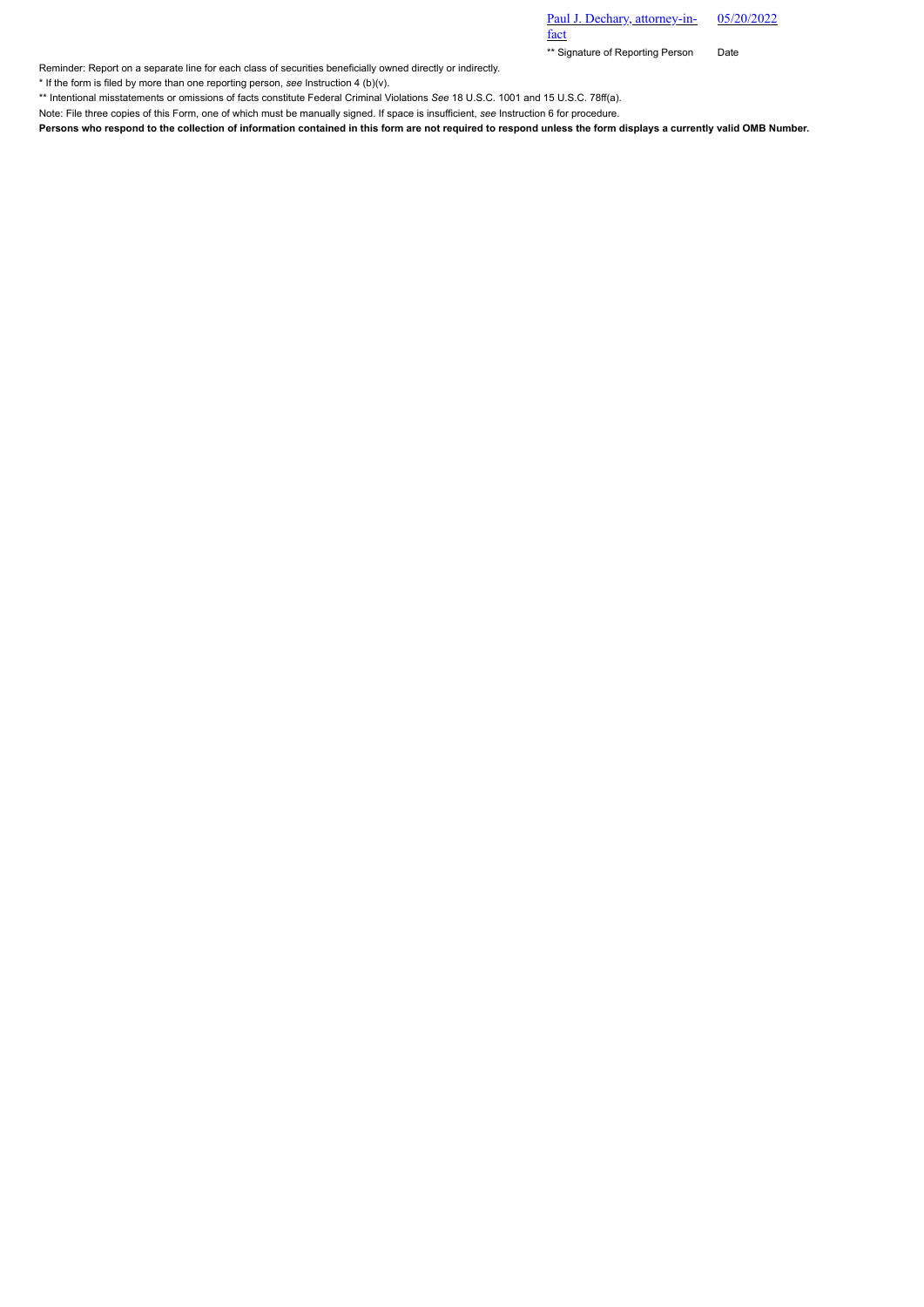| | |
|---|---|
| Paul J. Dechary, attorney-in-fact | 05/20/2022 |
| ** Signature of Reporting Person | Date |

Reminder: Report on a separate line for each class of securities beneficially owned directly or indirectly.

* If the form is filed by more than one reporting person, *see* Instruction 4 (b)(v).

** Intentional misstatements or omissions of facts constitute Federal Criminal Violations *See* 18 U.S.C. 1001 and 15 U.S.C. 78ff(a).

Note: File three copies of this Form, one of which must be manually signed. If space is insufficient, *see* Instruction 6 for procedure.

**Persons who respond to the collection of information contained in this form are not required to respond unless the form displays a currently valid OMB Number.**